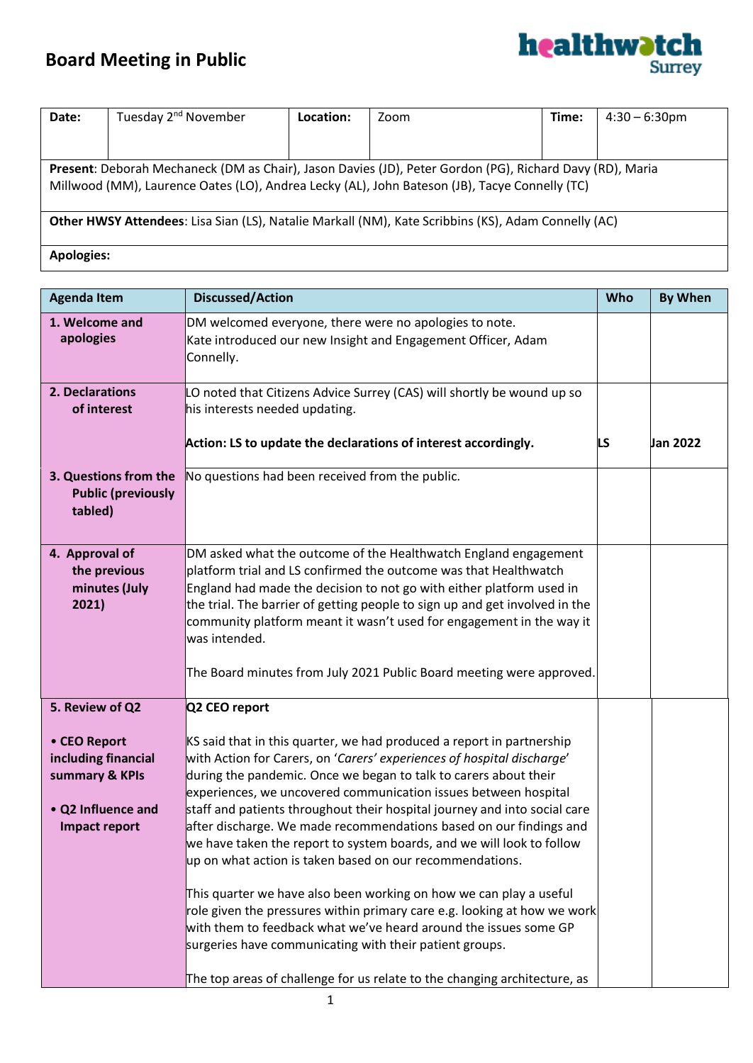# Board Meeting in Public

healthwatch Surrey

| Date: | Tuesday 2nd November | Location: | Zoom | Time: | 4:30 – 6:30pm |
|---|---|---|---|---|---|
| **Present**: Deborah Mechaneck (DM as Chair), Jason Davies (JD), Peter Gordon (PG), Richard Davy (RD), Maria Millwood (MM), Laurence Oates (LO), Andrea Lecky (AL), John Bateson (JB), Tacye Connelly (TC) | | | | | |
| **Other HWSY Attendees**: Lisa Sian (LS), Natalie Markall (NM), Kate Scribbins (KS), Adam Connelly (AC) | | | | | |
| **Apologies:** | | | | | |

| Agenda Item | Discussed/Action | Who | By When |
|---|---|---|---|
| **1. Welcome and apologies** | DM welcomed everyone, there were no apologies to note.<br>Kate introduced our new Insight and Engagement Officer, Adam Connelly. | | |
| **2. Declarations of interest** | LO noted that Citizens Advice Surrey (CAS) will shortly be wound up so his interests needed updating.<br><br>**Action: LS to update the declarations of interest accordingly.** | **LS** | **Jan 2022** |
| **3. Questions from the Public (previously tabled)** | No questions had been received from the public. | | |
| **4. Approval of the previous minutes (July 2021)** | DM asked what the outcome of the Healthwatch England engagement platform trial and LS confirmed the outcome was that Healthwatch England had made the decision to not go with either platform used in the trial. The barrier of getting people to sign up and get involved in the community platform meant it wasn't used for engagement in the way it was intended.<br><br>The Board minutes from July 2021 Public Board meeting were approved. | | |
| **5. Review of Q2**<br><br>**• CEO Report including financial summary & KPIs**<br><br>**• Q2 Influence and Impact report** | **Q2 CEO report**<br><br>KS said that in this quarter, we had produced a report in partnership with Action for Carers, on '*Carers' experiences of hospital discharge*' during the pandemic. Once we began to talk to carers about their experiences, we uncovered communication issues between hospital staff and patients throughout their hospital journey and into social care after discharge. We made recommendations based on our findings and we have taken the report to system boards, and we will look to follow up on what action is taken based on our recommendations.<br><br>This quarter we have also been working on how we can play a useful role given the pressures within primary care e.g. looking at how we work with them to feedback what we've heard around the issues some GP surgeries have communicating with their patient groups.<br><br>The top areas of challenge for us relate to the changing architecture, as | | |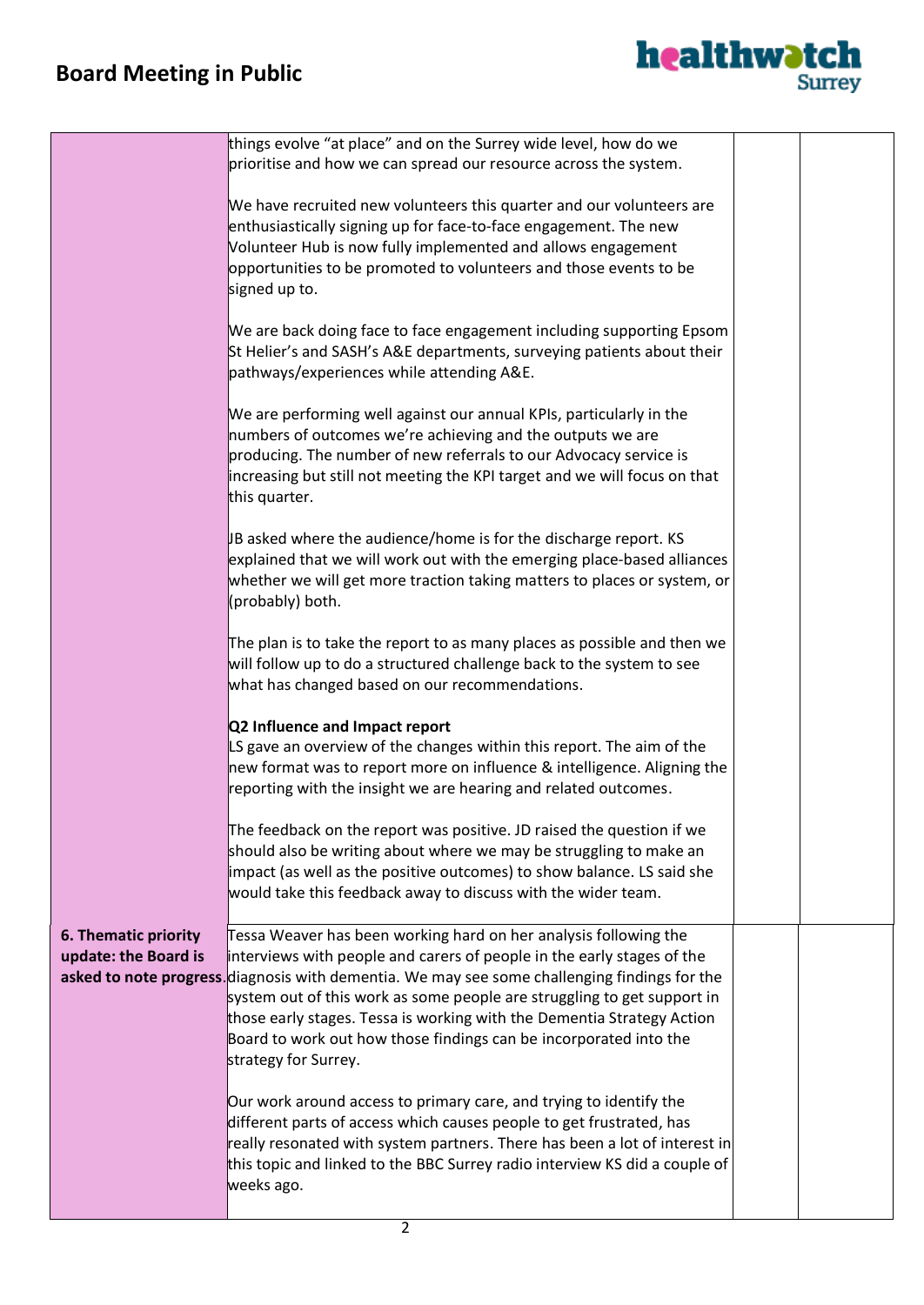| | | | |
|---|---|---|---|
| | things evolve "at place" and on the Surrey wide level, how do we prioritise and how we can spread our resource across the system.<br><br>We have recruited new volunteers this quarter and our volunteers are enthusiastically signing up for face-to-face engagement. The new Volunteer Hub is now fully implemented and allows engagement opportunities to be promoted to volunteers and those events to be signed up to.<br><br>We are back doing face to face engagement including supporting Epsom St Helier's and SASH's A&E departments, surveying patients about their pathways/experiences while attending A&E.<br><br>We are performing well against our annual KPIs, particularly in the numbers of outcomes we're achieving and the outputs we are producing. The number of new referrals to our Advocacy service is increasing but still not meeting the KPI target and we will focus on that this quarter.<br><br>JB asked where the audience/home is for the discharge report. KS explained that we will work out with the emerging place-based alliances whether we will get more traction taking matters to places or system, or (probably) both.<br><br>The plan is to take the report to as many places as possible and then we will follow up to do a structured challenge back to the system to see what has changed based on our recommendations.<br><br>**Q2 Influence and Impact report**<br>LS gave an overview of the changes within this report. The aim of the new format was to report more on influence & intelligence. Aligning the reporting with the insight we are hearing and related outcomes.<br><br>The feedback on the report was positive. JD raised the question if we should also be writing about where we may be struggling to make an impact (as well as the positive outcomes) to show balance. LS said she would take this feedback away to discuss with the wider team. | | |
| **6. Thematic priority update: the Board is asked to note progress.** | Tessa Weaver has been working hard on her analysis following the interviews with people and carers of people in the early stages of the diagnosis with dementia. We may see some challenging findings for the system out of this work as some people are struggling to get support in those early stages. Tessa is working with the Dementia Strategy Action Board to work out how those findings can be incorporated into the strategy for Surrey.<br><br>Our work around access to primary care, and trying to identify the different parts of access which causes people to get frustrated, has really resonated with system partners. There has been a lot of interest in this topic and linked to the BBC Surrey radio interview KS did a couple of weeks ago. | | |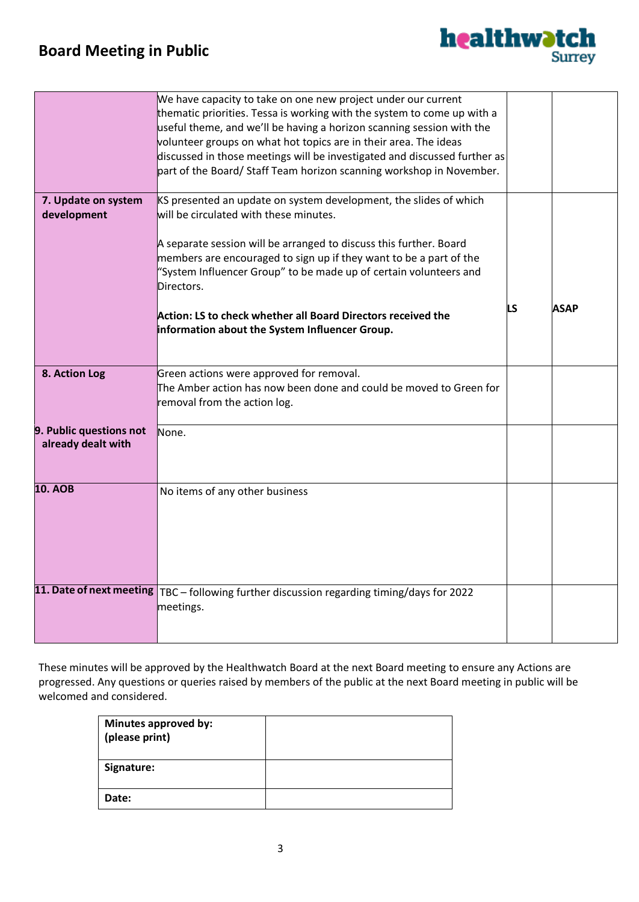| | | | |
|---|---|---|---|
| | We have capacity to take on one new project under our current thematic priorities. Tessa is working with the system to come up with a useful theme, and we'll be having a horizon scanning session with the volunteer groups on what hot topics are in their area. The ideas discussed in those meetings will be investigated and discussed further as part of the Board/ Staff Team horizon scanning workshop in November. | | |
| **7. Update on system development** | KS presented an update on system development, the slides of which will be circulated with these minutes.<br><br>A separate session will be arranged to discuss this further. Board members are encouraged to sign up if they want to be a part of the "System Influencer Group" to be made up of certain volunteers and Directors.<br><br>**Action: LS to check whether all Board Directors received the information about the System Influencer Group.** | **LS** | **ASAP** |
| **8. Action Log** | Green actions were approved for removal.<br>The Amber action has now been done and could be moved to Green for removal from the action log. | | |
| **9. Public questions not already dealt with** | None. | | |
| **10. AOB** | No items of any other business | | |
| **11. Date of next meeting** | TBC – following further discussion regarding timing/days for 2022 meetings. | | |

These minutes will be approved by the Healthwatch Board at the next Board meeting to ensure any Actions are progressed. Any questions or queries raised by members of the public at the next Board meeting in public will be welcomed and considered.

| | |
|---|---|
| **Minutes approved by: (please print)** | |
| **Signature:** | |
| **Date:** | |